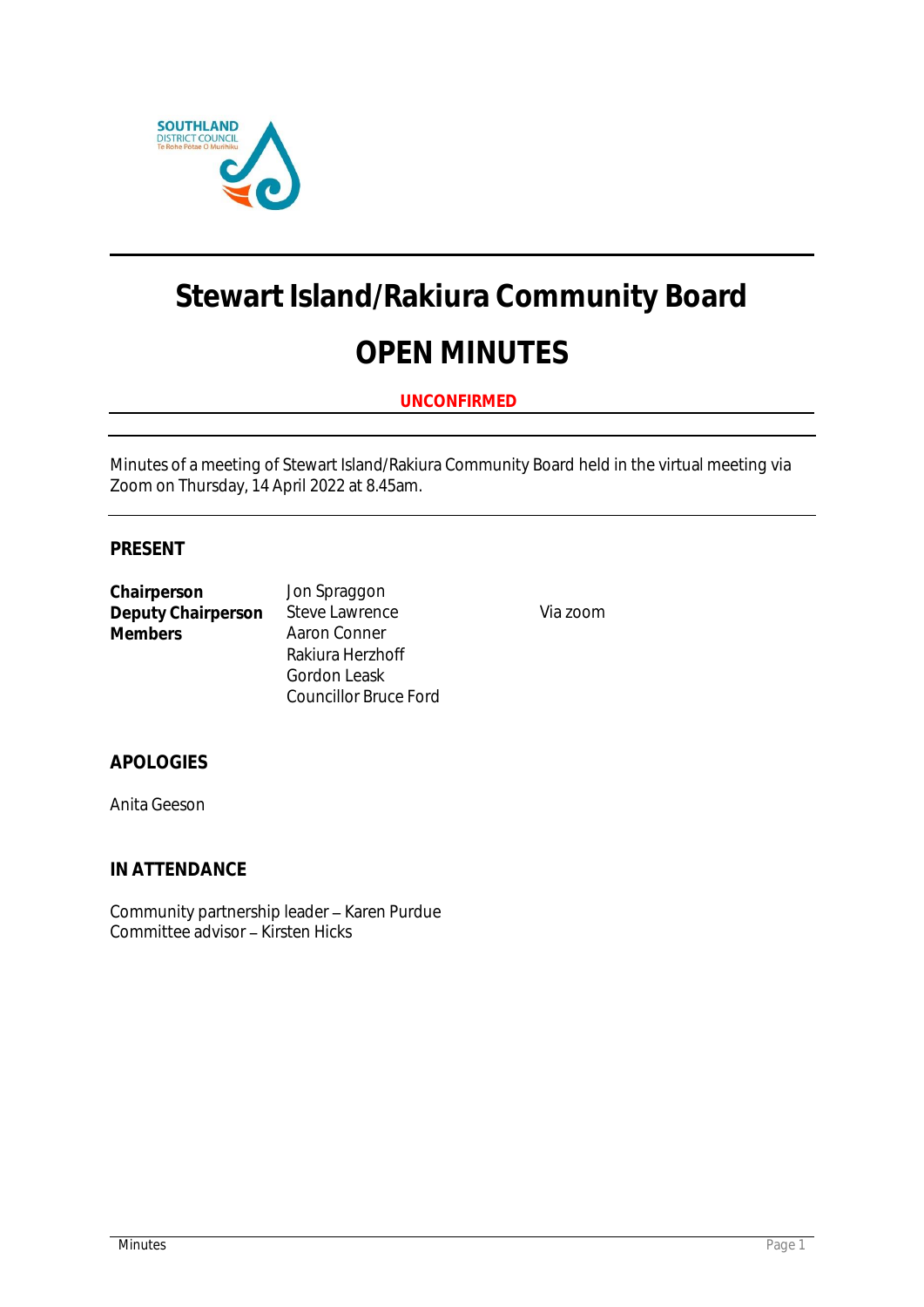# Stewart Island/Rakiura Community Board

# OPEN MINUTES

**UNCONFIRMED**

Minutes of a meeting of Stewart Island/Rakiura Community Board held in the virtual meeting via Zoom on Thursday, 14 April 2022 at 8.45am.

## PRESENT

| | | |
|---|---|---|
| **Chairperson** | Jon Spraggon | |
| **Deputy Chairperson** | Steve Lawrence | Via zoom |
| **Members** | Aaron Conner | |
| | Rakiura Herzhoff | |
| | Gordon Leask | |
| | Councillor Bruce Ford | |

## APOLOGIES

Anita Geeson

## IN ATTENDANCE

Community partnership leader – Karen Purdue
Committee advisor – Kirsten Hicks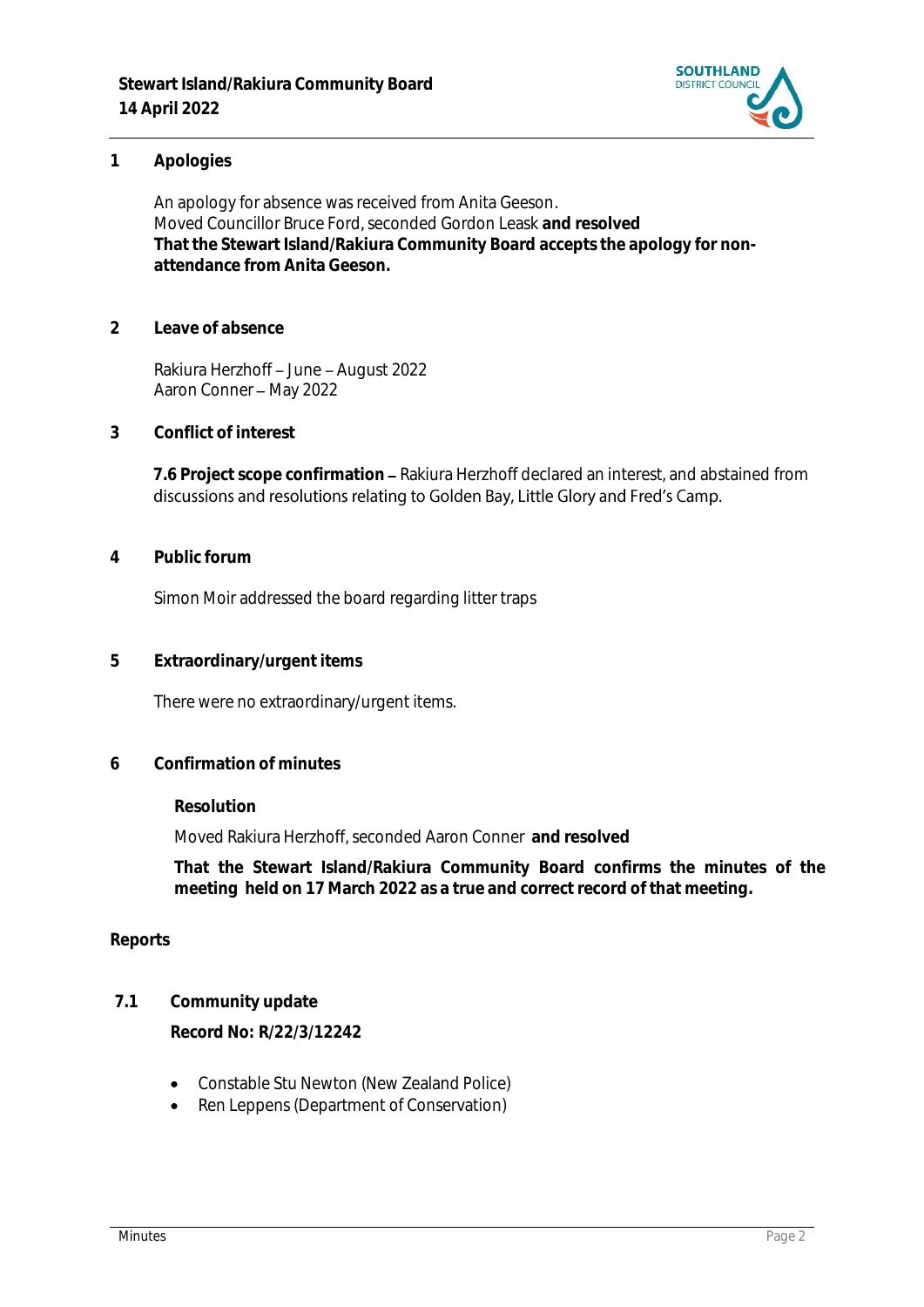## 1 Apologies

An apology for absence was received from Anita Geeson.
Moved Councillor Bruce Ford, seconded Gordon Leask **and resolved**
**That the Stewart Island/Rakiura Community Board accepts the apology for non-attendance from Anita Geeson.**

## 2 Leave of absence

Rakiura Herzhoff – June – August 2022
Aaron Conner – May 2022

## 3 Conflict of interest

**7.6 Project scope confirmation** – Rakiura Herzhoff declared an interest, and abstained from discussions and resolutions relating to Golden Bay, Little Glory and Fred's Camp.

## 4 Public forum

Simon Moir addressed the board regarding litter traps

## 5 Extraordinary/urgent items

There were no extraordinary/urgent items.

## 6 Confirmation of minutes

**Resolution**

Moved Rakiura Herzhoff, seconded Aaron Conner **and resolved**

**That the Stewart Island/Rakiura Community Board confirms the minutes of the meeting held on 17 March 2022 as a true and correct record of that meeting.**

## Reports

### 7.1 Community update

**Record No: R/22/3/12242**

- Constable Stu Newton (New Zealand Police)
- Ren Leppens (Department of Conservation)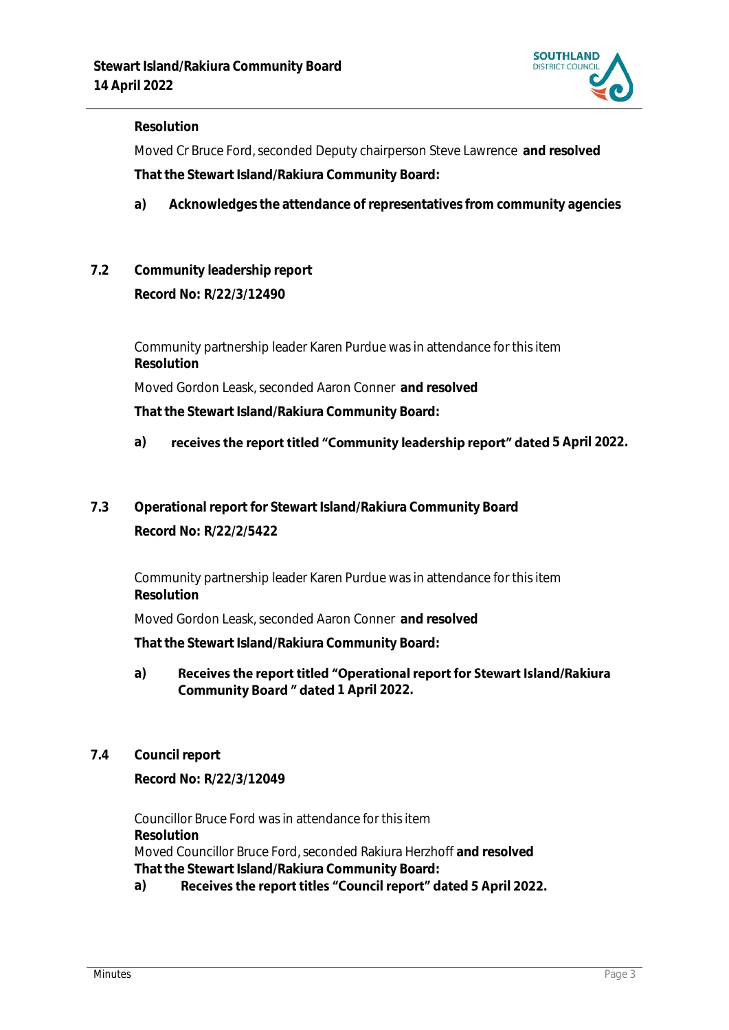**Resolution**

Moved Cr Bruce Ford, seconded Deputy chairperson Steve Lawrence **and resolved**

**That the Stewart Island/Rakiura Community Board:**

**a) Acknowledges the attendance of representatives from community agencies**

## 7.2 Community leadership report

**Record No: R/22/3/12490**

Community partnership leader Karen Purdue was in attendance for this item

**Resolution**

Moved Gordon Leask, seconded Aaron Conner **and resolved**

**That the Stewart Island/Rakiura Community Board:**

**a) receives the report titled "Community leadership report" dated 5 April 2022.**

## 7.3 Operational report for Stewart Island/Rakiura Community Board

**Record No: R/22/2/5422**

Community partnership leader Karen Purdue was in attendance for this item

**Resolution**

Moved Gordon Leask, seconded Aaron Conner **and resolved**

**That the Stewart Island/Rakiura Community Board:**

**a) Receives the report titled "Operational report for Stewart Island/Rakiura Community Board " dated 1 April 2022.**

## 7.4 Council report

**Record No: R/22/3/12049**

Councillor Bruce Ford was in attendance for this item

**Resolution**

Moved Councillor Bruce Ford, seconded Rakiura Herzhoff **and resolved**

**That the Stewart Island/Rakiura Community Board:**

**a) Receives the report titles "Council report" dated 5 April 2022.**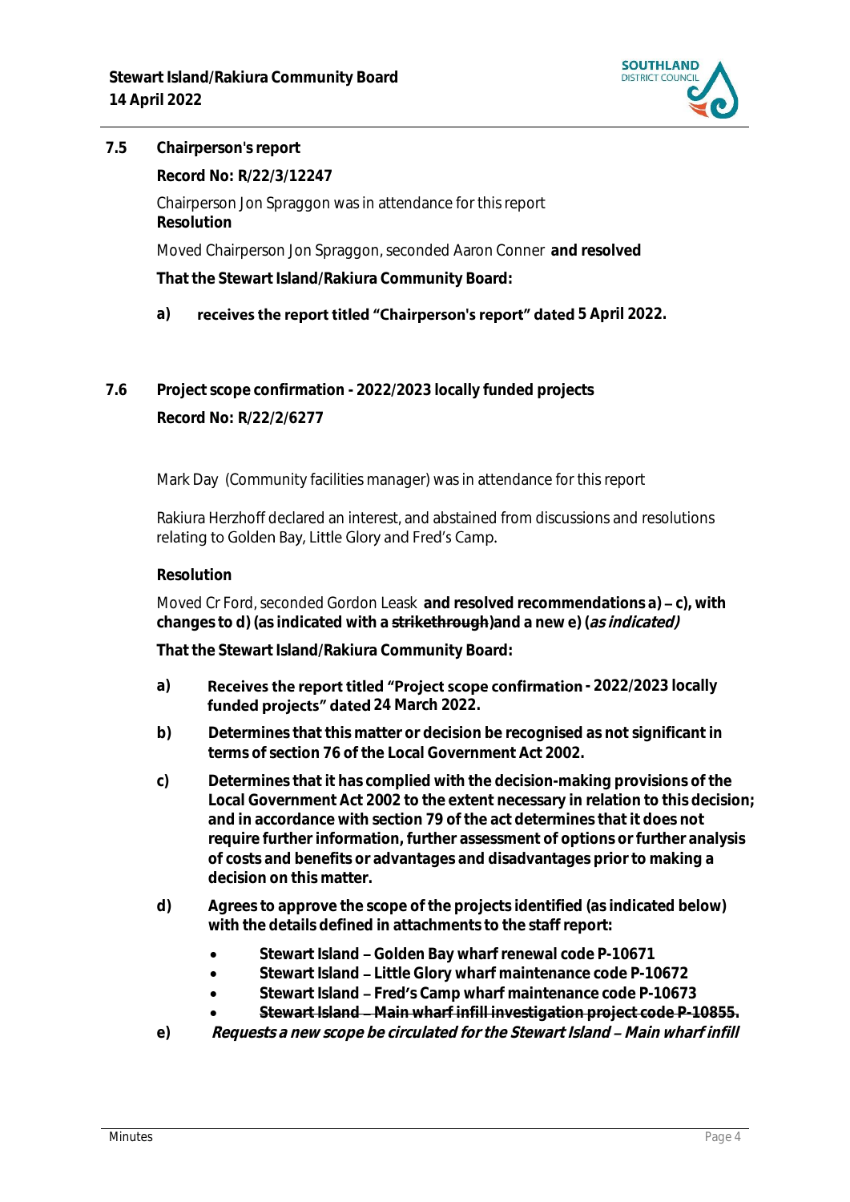## 7.5 Chairperson's report

**Record No: R/22/3/12247**

Chairperson Jon Spraggon was in attendance for this report

**Resolution**

Moved Chairperson Jon Spraggon, seconded Aaron Conner **and resolved**

**That the Stewart Island/Rakiura Community Board:**

**a)** **receives the report titled "Chairperson's report" dated 5 April 2022.**

## 7.6 Project scope confirmation - 2022/2023 locally funded projects

**Record No: R/22/2/6277**

Mark Day (Community facilities manager) was in attendance for this report

Rakiura Herzhoff declared an interest, and abstained from discussions and resolutions relating to Golden Bay, Little Glory and Fred's Camp.

**Resolution**

Moved Cr Ford, seconded Gordon Leask **and resolved recommendations a) – c), with changes to d) (as indicated with a ~~strikethrough~~) and a new e) (*as indicated)***

**That the Stewart Island/Rakiura Community Board:**

**a)** **Receives the report titled "Project scope confirmation - 2022/2023 locally funded projects" dated 24 March 2022.**

**b)** **Determines that this matter or decision be recognised as not significant in terms of section 76 of the Local Government Act 2002.**

**c)** **Determines that it has complied with the decision-making provisions of the Local Government Act 2002 to the extent necessary in relation to this decision; and in accordance with section 79 of the act determines that it does not require further information, further assessment of options or further analysis of costs and benefits or advantages and disadvantages prior to making a decision on this matter.**

**d)** **Agrees to approve the scope of the projects identified (as indicated below) with the details defined in attachments to the staff report:**

- **Stewart Island – Golden Bay wharf renewal code P-10671**
- **Stewart Island – Little Glory wharf maintenance code P-10672**
- **Stewart Island – Fred's Camp wharf maintenance code P-10673**
- ~~**Stewart Island – Main wharf infill investigation project code P-10855.**~~

**e)** ***Requests a new scope be circulated for the Stewart Island – Main wharf infill***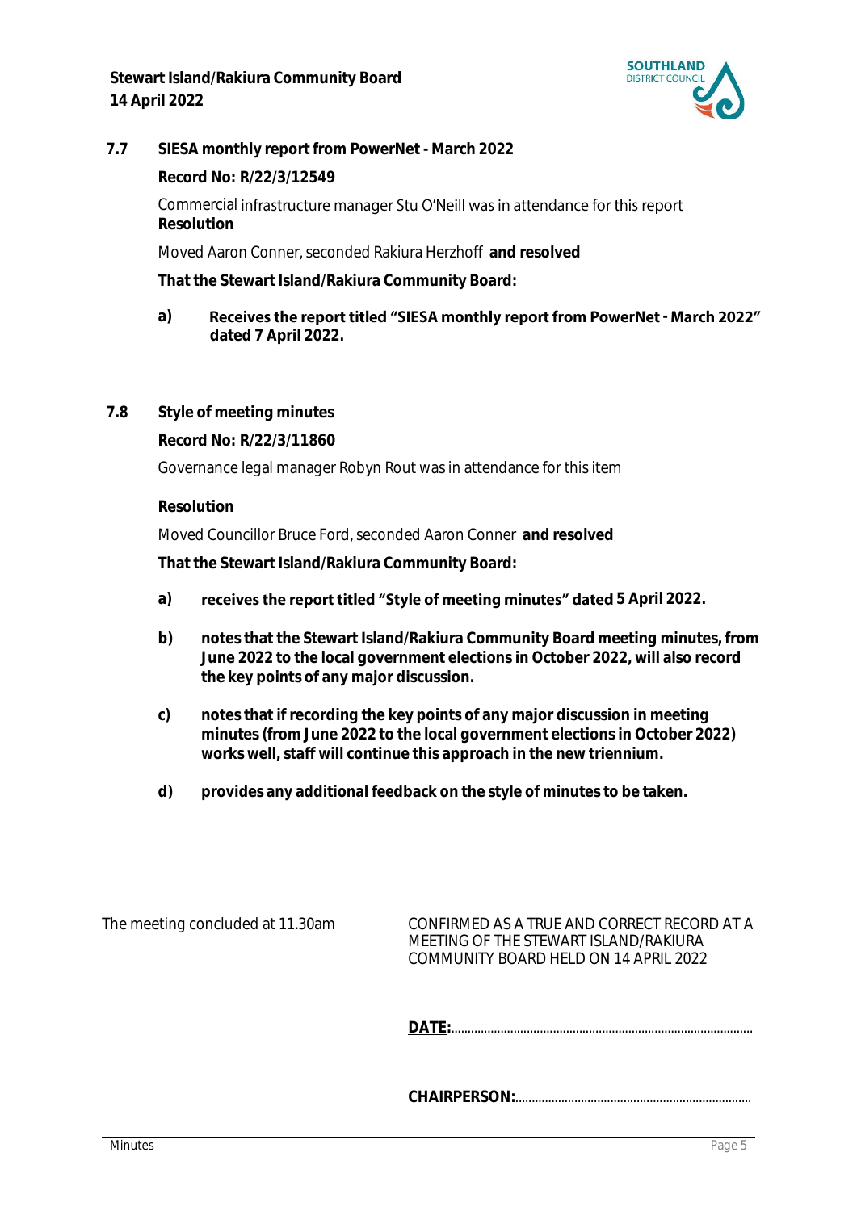### 7.7 SIESA monthly report from PowerNet - March 2022

**Record No: R/22/3/12549**

Commercial infrastructure manager Stu O'Neill was in attendance for this report

**Resolution**

Moved Aaron Conner, seconded Rakiura Herzhoff **and resolved**

**That the Stewart Island/Rakiura Community Board:**

a) **Receives the report titled "SIESA monthly report from PowerNet - March 2022" dated 7 April 2022.**

### 7.8 Style of meeting minutes

**Record No: R/22/3/11860**

Governance legal manager Robyn Rout was in attendance for this item

**Resolution**

Moved Councillor Bruce Ford, seconded Aaron Conner **and resolved**

**That the Stewart Island/Rakiura Community Board:**

a) **receives the report titled "Style of meeting minutes" dated 5 April 2022.**

b) **notes that the Stewart Island/Rakiura Community Board meeting minutes, from June 2022 to the local government elections in October 2022, will also record the key points of any major discussion.**

c) **notes that if recording the key points of any major discussion in meeting minutes (from June 2022 to the local government elections in October 2022) works well, staff will continue this approach in the new triennium.**

d) **provides any additional feedback on the style of minutes to be taken.**

The meeting concluded at 11.30am

CONFIRMED AS A TRUE AND CORRECT RECORD AT A MEETING OF THE STEWART ISLAND/RAKIURA COMMUNITY BOARD HELD ON 14 APRIL 2022

**DATE:**...............................................................................................

**CHAIRPERSON:**...............................................................................